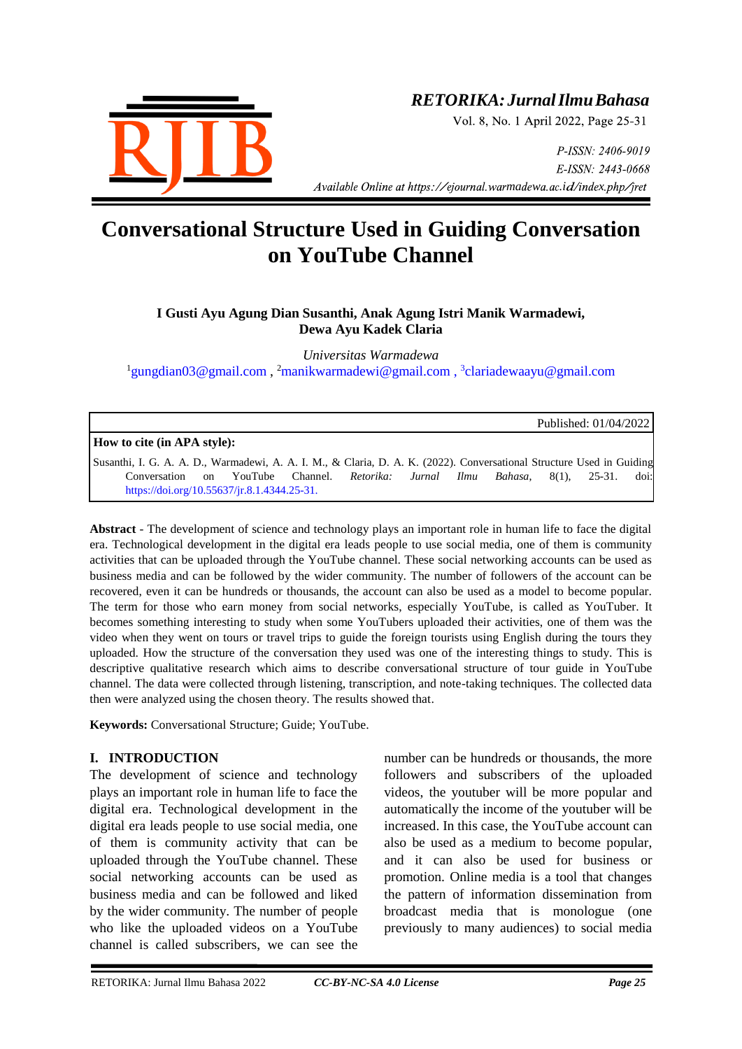# Conversational Structure Used in Guiding Conversation on YouTube Channel

**I Gusti Ayu Agung Dian Susanthi, Anak Agung Istri Manik Warmadewi, Dewa Ayu Kadek Claria**

*Universitas Warmadewa*

[1]gungdian03@gmail.com , [2]manikwarmadewi@gmail.com , [3]clariadewaayu@gmail.com

Published: 01/04/2022

**How to cite (in APA style):**

Susanthi, I. G. A. A. D., Warmadewi, A. A. I. M., & Claria, D. A. K. (2022). Conversational Structure Used in Guiding Conversation on YouTube Channel. *Retorika: Jurnal Ilmu Bahasa*, 8(1), 25-31. doi: https://doi.org/10.55637/jr.8.1.4344.25-31.

**Abstract** - The development of science and technology plays an important role in human life to face the digital era. Technological development in the digital era leads people to use social media, one of them is community activities that can be uploaded through the YouTube channel. These social networking accounts can be used as business media and can be followed by the wider community. The number of followers of the account can be recovered, even it can be hundreds or thousands, the account can also be used as a model to become popular. The term for those who earn money from social networks, especially YouTube, is called as YouTuber. It becomes something interesting to study when some YouTubers uploaded their activities, one of them was the video when they went on tours or travel trips to guide the foreign tourists using English during the tours they uploaded. How the structure of the conversation they used was one of the interesting things to study. This is descriptive qualitative research which aims to describe conversational structure of tour guide in YouTube channel. The data were collected through listening, transcription, and note-taking techniques. The collected data then were analyzed using the chosen theory. The results showed that.

**Keywords:** Conversational Structure; Guide; YouTube.

## I. INTRODUCTION

The development of science and technology plays an important role in human life to face the digital era. Technological development in the digital era leads people to use social media, one of them is community activity that can be uploaded through the YouTube channel. These social networking accounts can be used as business media and can be followed and liked by the wider community. The number of people who like the uploaded videos on a YouTube channel is called subscribers, we can see the number can be hundreds or thousands, the more followers and subscribers of the uploaded videos, the youtuber will be more popular and automatically the income of the youtuber will be increased. In this case, the YouTube account can also be used as a medium to become popular, and it can also be used for business or promotion. Online media is a tool that changes the pattern of information dissemination from broadcast media that is monologue (one previously to many audiences) to social media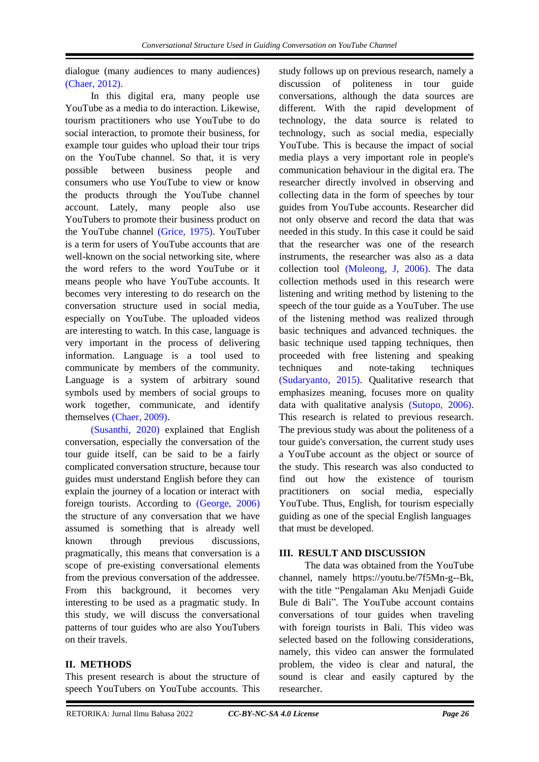dialogue (many audiences to many audiences) (Chaer, 2012).

In this digital era, many people use YouTube as a media to do interaction. Likewise, tourism practitioners who use YouTube to do social interaction, to promote their business, for example tour guides who upload their tour trips on the YouTube channel. So that, it is very possible between business people and consumers who use YouTube to view or know the products through the YouTube channel account. Lately, many people also use YouTubers to promote their business product on the YouTube channel (Grice, 1975). YouTuber is a term for users of YouTube accounts that are well-known on the social networking site, where the word refers to the word YouTube or it means people who have YouTube accounts. It becomes very interesting to do research on the conversation structure used in social media, especially on YouTube. The uploaded videos are interesting to watch. In this case, language is very important in the process of delivering information. Language is a tool used to communicate by members of the community. Language is a system of arbitrary sound symbols used by members of social groups to work together, communicate, and identify themselves (Chaer, 2009).

(Susanthi, 2020) explained that English conversation, especially the conversation of the tour guide itself, can be said to be a fairly complicated conversation structure, because tour guides must understand English before they can explain the journey of a location or interact with foreign tourists. According to (George, 2006) the structure of any conversation that we have assumed is something that is already well known through previous discussions, pragmatically, this means that conversation is a scope of pre-existing conversational elements from the previous conversation of the addressee. From this background, it becomes very interesting to be used as a pragmatic study. In this study, we will discuss the conversational patterns of tour guides who are also YouTubers on their travels.

## II. METHODS

This present research is about the structure of speech YouTubers on YouTube accounts. This study follows up on previous research, namely a discussion of politeness in tour guide conversations, although the data sources are different. With the rapid development of technology, the data source is related to technology, such as social media, especially YouTube. This is because the impact of social media plays a very important role in people's communication behaviour in the digital era. The researcher directly involved in observing and collecting data in the form of speeches by tour guides from YouTube accounts. Researcher did not only observe and record the data that was needed in this study. In this case it could be said that the researcher was one of the research instruments, the researcher was also as a data collection tool (Moleong, J, 2006). The data collection methods used in this research were listening and writing method by listening to the speech of the tour guide as a YouTuber. The use of the listening method was realized through basic techniques and advanced techniques. the basic technique used tapping techniques, then proceeded with free listening and speaking techniques and note-taking techniques (Sudaryanto, 2015). Qualitative research that emphasizes meaning, focuses more on quality data with qualitative analysis (Sutopo, 2006). This research is related to previous research. The previous study was about the politeness of a tour guide's conversation, the current study uses a YouTube account as the object or source of the study. This research was also conducted to find out how the existence of tourism practitioners on social media, especially YouTube. Thus, English, for tourism especially guiding as one of the special English languages that must be developed.

## III. RESULT AND DISCUSSION

The data was obtained from the YouTube channel, namely https://youtu.be/7f5Mn-g--Bk, with the title "Pengalaman Aku Menjadi Guide Bule di Bali". The YouTube account contains conversations of tour guides when traveling with foreign tourists in Bali. This video was selected based on the following considerations, namely, this video can answer the formulated problem, the video is clear and natural, the sound is clear and easily captured by the researcher.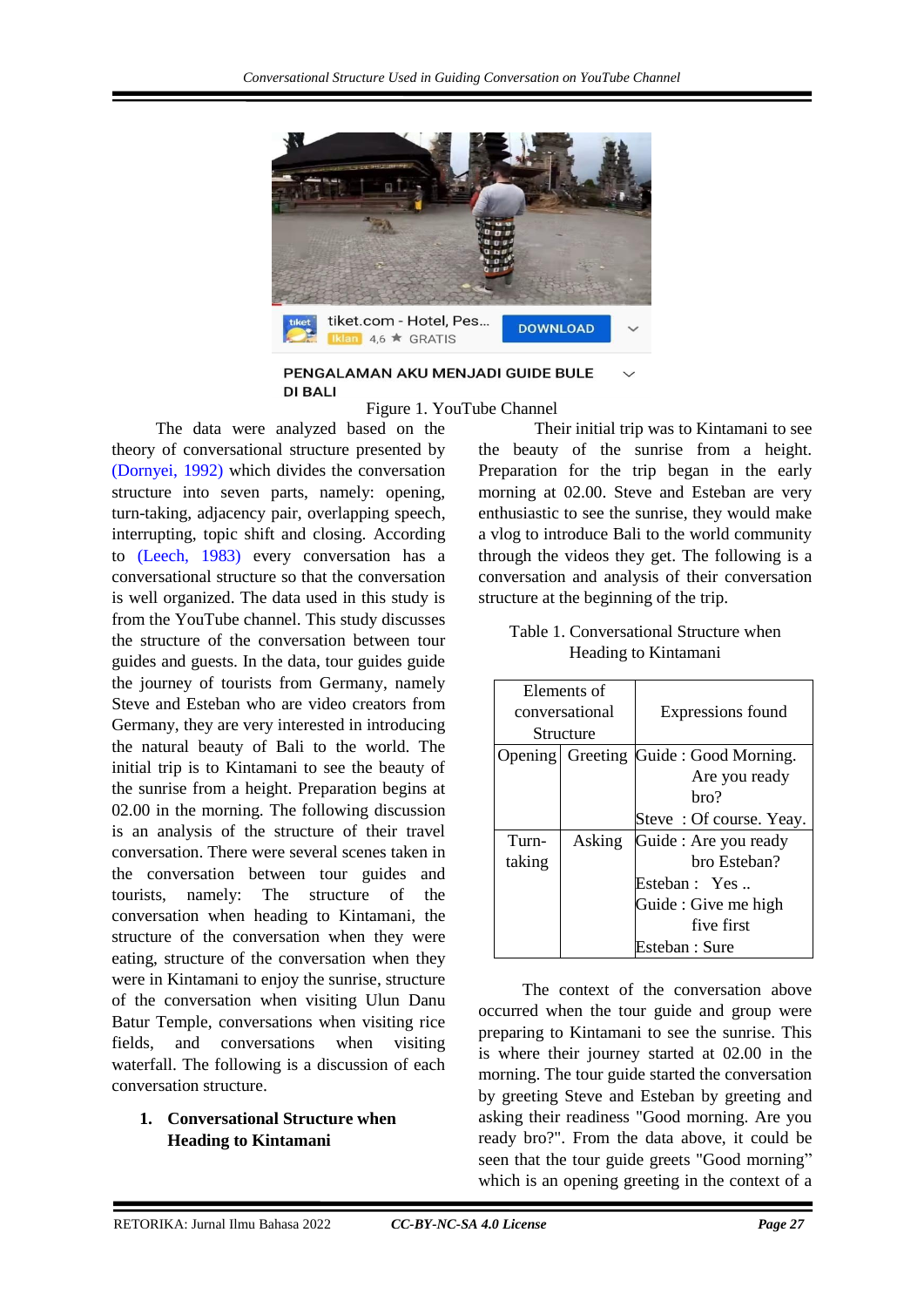Figure 1. YouTube Channel

The data were analyzed based on the theory of conversational structure presented by (Dornyei, 1992) which divides the conversation structure into seven parts, namely: opening, turn-taking, adjacency pair, overlapping speech, interrupting, topic shift and closing. According to (Leech, 1983) every conversation has a conversational structure so that the conversation is well organized. The data used in this study is from the YouTube channel. This study discusses the structure of the conversation between tour guides and guests. In the data, tour guides guide the journey of tourists from Germany, namely Steve and Esteban who are video creators from Germany, they are very interested in introducing the natural beauty of Bali to the world. The initial trip is to Kintamani to see the beauty of the sunrise from a height. Preparation begins at 02.00 in the morning. The following discussion is an analysis of the structure of their travel conversation. There were several scenes taken in the conversation between tour guides and tourists, namely: The structure of the conversation when heading to Kintamani, the structure of the conversation when they were eating, structure of the conversation when they were in Kintamani to enjoy the sunrise, structure of the conversation when visiting Ulun Danu Batur Temple, conversations when visiting rice fields, and conversations when visiting waterfall. The following is a discussion of each conversation structure.

## 1. Conversational Structure when Heading to Kintamani

Their initial trip was to Kintamani to see the beauty of the sunrise from a height. Preparation for the trip began in the early morning at 02.00. Steve and Esteban are very enthusiastic to see the sunrise, they would make a vlog to introduce Bali to the world community through the videos they get. The following is a conversation and analysis of their conversation structure at the beginning of the trip.

Table 1. Conversational Structure when Heading to Kintamani

| Elements of conversational Structure | | Expressions found |
|---|---|---|
| Opening | Greeting | Guide : Good Morning. Are you ready bro?<br>Steve : Of course. Yeay. |
| Turn-taking | Asking | Guide : Are you ready bro Esteban?<br>Esteban : Yes ..<br>Guide : Give me high five first<br>Esteban : Sure |

The context of the conversation above occurred when the tour guide and group were preparing to Kintamani to see the sunrise. This is where their journey started at 02.00 in the morning. The tour guide started the conversation by greeting Steve and Esteban by greeting and asking their readiness "Good morning. Are you ready bro?". From the data above, it could be seen that the tour guide greets "Good morning" which is an opening greeting in the context of a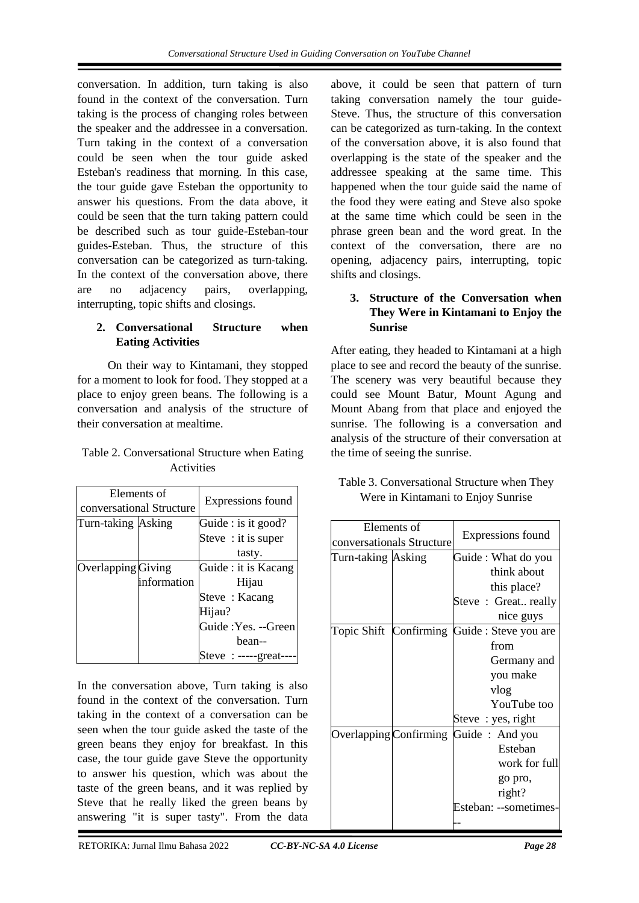conversation. In addition, turn taking is also found in the context of the conversation. Turn taking is the process of changing roles between the speaker and the addressee in a conversation. Turn taking in the context of a conversation could be seen when the tour guide asked Esteban's readiness that morning. In this case, the tour guide gave Esteban the opportunity to answer his questions. From the data above, it could be seen that the turn taking pattern could be described such as tour guide-Esteban-tour guides-Esteban. Thus, the structure of this conversation can be categorized as turn-taking. In the context of the conversation above, there are no adjacency pairs, overlapping, interrupting, topic shifts and closings.

### 2. Conversational Structure when Eating Activities

On their way to Kintamani, they stopped for a moment to look for food. They stopped at a place to enjoy green beans. The following is a conversation and analysis of the structure of their conversation at mealtime.

Table 2. Conversational Structure when Eating Activities

| Elements of conversational Structure | | Expressions found |
|---|---|---|
| Turn-taking | Asking | Guide : is it good?<br>Steve : it is super tasty. |
| Overlapping | Giving information | Guide : it is Kacang Hijau<br>Steve : Kacang Hijau?<br>Guide :Yes. --Green bean--<br>Steve : -----great---- |

In the conversation above, Turn taking is also found in the context of the conversation. Turn taking in the context of a conversation can be seen when the tour guide asked the taste of the green beans they enjoy for breakfast. In this case, the tour guide gave Steve the opportunity to answer his question, which was about the taste of the green beans, and it was replied by Steve that he really liked the green beans by answering "it is super tasty". From the data above, it could be seen that pattern of turn taking conversation namely the tour guide-Steve. Thus, the structure of this conversation can be categorized as turn-taking. In the context of the conversation above, it is also found that overlapping is the state of the speaker and the addressee speaking at the same time. This happened when the tour guide said the name of the food they were eating and Steve also spoke at the same time which could be seen in the phrase green bean and the word great. In the context of the conversation, there are no opening, adjacency pairs, interrupting, topic shifts and closings.

### 3. Structure of the Conversation when They Were in Kintamani to Enjoy the Sunrise

After eating, they headed to Kintamani at a high place to see and record the beauty of the sunrise. The scenery was very beautiful because they could see Mount Batur, Mount Agung and Mount Abang from that place and enjoyed the sunrise. The following is a conversation and analysis of the structure of their conversation at the time of seeing the sunrise.

Table 3. Conversational Structure when They Were in Kintamani to Enjoy Sunrise

| Elements of conversationals Structure | | Expressions found |
|---|---|---|
| Turn-taking | Asking | Guide : What do you think about this place?<br>Steve : Great.. really nice guys |
| Topic Shift | Confirming | Guide : Steve you are from Germany and you make vlog YouTube too<br>Steve : yes, right |
| Overlapping | Confirming | Guide : And you Esteban work for full go pro, right?<br>Esteban: --sometimes--- |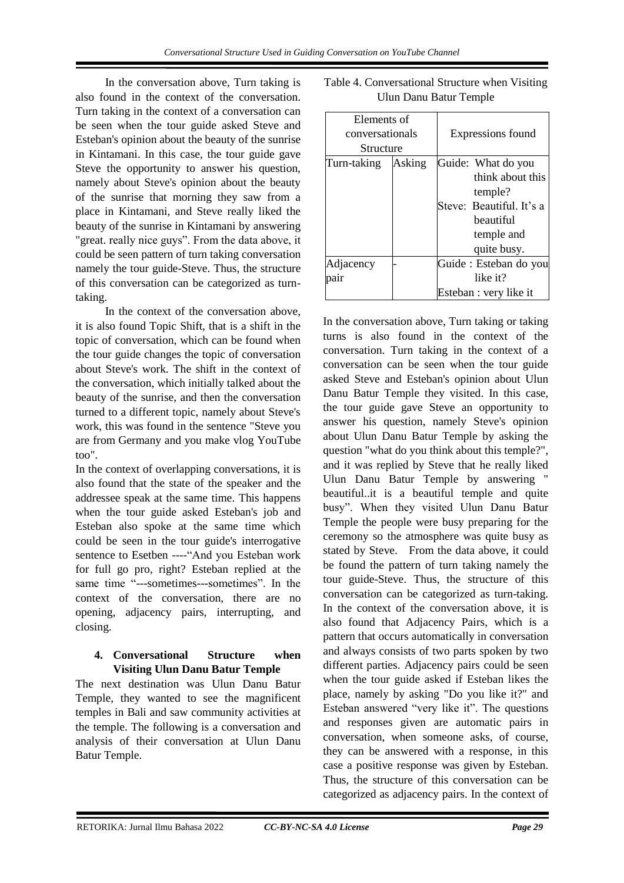In the conversation above, Turn taking is also found in the context of the conversation. Turn taking in the context of a conversation can be seen when the tour guide asked Steve and Esteban's opinion about the beauty of the sunrise in Kintamani. In this case, the tour guide gave Steve the opportunity to answer his question, namely about Steve's opinion about the beauty of the sunrise that morning they saw from a place in Kintamani, and Steve really liked the beauty of the sunrise in Kintamani by answering "great. really nice guys". From the data above, it could be seen pattern of turn taking conversation namely the tour guide-Steve. Thus, the structure of this conversation can be categorized as turn-taking.

In the context of the conversation above, it is also found Topic Shift, that is a shift in the topic of conversation, which can be found when the tour guide changes the topic of conversation about Steve's work. The shift in the context of the conversation, which initially talked about the beauty of the sunrise, and then the conversation turned to a different topic, namely about Steve's work, this was found in the sentence "Steve you are from Germany and you make vlog YouTube too".

In the context of overlapping conversations, it is also found that the state of the speaker and the addressee speak at the same time. This happens when the tour guide asked Esteban's job and Esteban also spoke at the same time which could be seen in the tour guide's interrogative sentence to Esetben ----"And you Esteban work for full go pro, right? Esteban replied at the same time "---sometimes---sometimes". In the context of the conversation, there are no opening, adjacency pairs, interrupting, and closing.

#### 4. Conversational Structure when Visiting Ulun Danu Batur Temple

The next destination was Ulun Danu Batur Temple, they wanted to see the magnificent temples in Bali and saw community activities at the temple. The following is a conversation and analysis of their conversation at Ulun Danu Batur Temple.

Table 4. Conversational Structure when Visiting Ulun Danu Batur Temple

| Elements of conversationals Structure | | Expressions found |
|---|---|---|
| Turn-taking | Asking | Guide: What do you think about this temple?<br>Steve: Beautiful. It's a beautiful temple and quite busy. |
| Adjacency pair | - | Guide : Esteban do you like it?<br>Esteban : very like it |

In the conversation above, Turn taking or taking turns is also found in the context of the conversation. Turn taking in the context of a conversation can be seen when the tour guide asked Steve and Esteban's opinion about Ulun Danu Batur Temple they visited. In this case, the tour guide gave Steve an opportunity to answer his question, namely Steve's opinion about Ulun Danu Batur Temple by asking the question "what do you think about this temple?", and it was replied by Steve that he really liked Ulun Danu Batur Temple by answering " beautiful..it is a beautiful temple and quite busy". When they visited Ulun Danu Batur Temple the people were busy preparing for the ceremony so the atmosphere was quite busy as stated by Steve. From the data above, it could be found the pattern of turn taking namely the tour guide-Steve. Thus, the structure of this conversation can be categorized as turn-taking. In the context of the conversation above, it is also found that Adjacency Pairs, which is a pattern that occurs automatically in conversation and always consists of two parts spoken by two different parties. Adjacency pairs could be seen when the tour guide asked if Esteban likes the place, namely by asking "Do you like it?" and Esteban answered "very like it". The questions and responses given are automatic pairs in conversation, when someone asks, of course, they can be answered with a response, in this case a positive response was given by Esteban. Thus, the structure of this conversation can be categorized as adjacency pairs. In the context of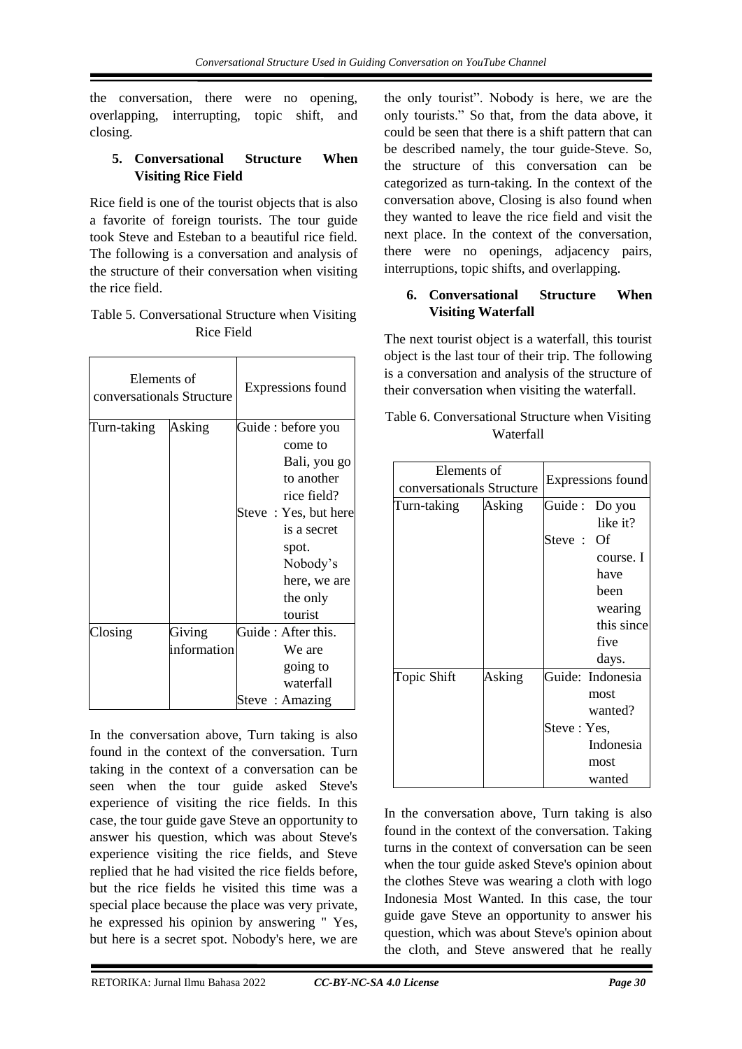the conversation, there were no opening, overlapping, interrupting, topic shift, and closing.

### 5. Conversational Structure When Visiting Rice Field

Rice field is one of the tourist objects that is also a favorite of foreign tourists. The tour guide took Steve and Esteban to a beautiful rice field. The following is a conversation and analysis of the structure of their conversation when visiting the rice field.

Table 5. Conversational Structure when Visiting Rice Field

| Elements of conversationals Structure | | Expressions found |
|---|---|---|
| Turn-taking | Asking | Guide : before you come to Bali, you go to another rice field?<br>Steve : Yes, but here is a secret spot. Nobody's here, we are the only tourist |
| Closing | Giving information | Guide : After this. We are going to waterfall<br>Steve : Amazing |

In the conversation above, Turn taking is also found in the context of the conversation. Turn taking in the context of a conversation can be seen when the tour guide asked Steve's experience of visiting the rice fields. In this case, the tour guide gave Steve an opportunity to answer his question, which was about Steve's experience visiting the rice fields, and Steve replied that he had visited the rice fields before, but the rice fields he visited this time was a special place because the place was very private, he expressed his opinion by answering " Yes, but here is a secret spot. Nobody's here, we are the only tourist". Nobody is here, we are the only tourists." So that, from the data above, it could be seen that there is a shift pattern that can be described namely, the tour guide-Steve. So, the structure of this conversation can be categorized as turn-taking. In the context of the conversation above, Closing is also found when they wanted to leave the rice field and visit the next place. In the context of the conversation, there were no openings, adjacency pairs, interruptions, topic shifts, and overlapping.

### 6. Conversational Structure When Visiting Waterfall

The next tourist object is a waterfall, this tourist object is the last tour of their trip. The following is a conversation and analysis of the structure of their conversation when visiting the waterfall.

Table 6. Conversational Structure when Visiting Waterfall

| Elements of conversationals Structure | | Expressions found |
|---|---|---|
| Turn-taking | Asking | Guide : Do you like it?<br>Steve : Of course. I have been wearing this since five days. |
| Topic Shift | Asking | Guide: Indonesia most wanted?<br>Steve : Yes, Indonesia most wanted |

In the conversation above, Turn taking is also found in the context of the conversation. Taking turns in the context of conversation can be seen when the tour guide asked Steve's opinion about the clothes Steve was wearing a cloth with logo Indonesia Most Wanted. In this case, the tour guide gave Steve an opportunity to answer his question, which was about Steve's opinion about the cloth, and Steve answered that he really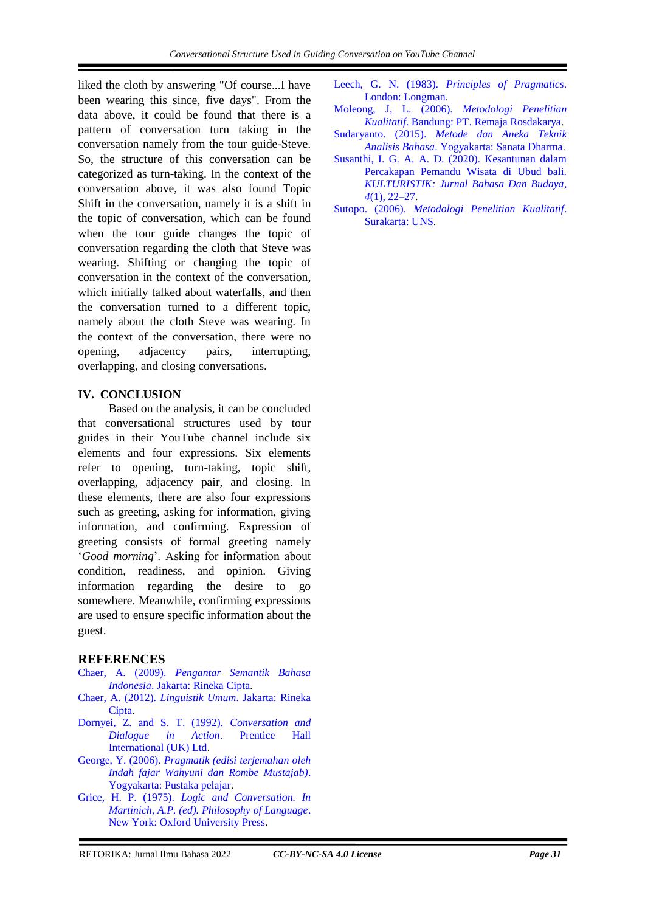liked the cloth by answering "Of course...I have been wearing this since, five days". From the data above, it could be found that there is a pattern of conversation turn taking in the conversation namely from the tour guide-Steve. So, the structure of this conversation can be categorized as turn-taking. In the context of the conversation above, it was also found Topic Shift in the conversation, namely it is a shift in the topic of conversation, which can be found when the tour guide changes the topic of conversation regarding the cloth that Steve was wearing. Shifting or changing the topic of conversation in the context of the conversation, which initially talked about waterfalls, and then the conversation turned to a different topic, namely about the cloth Steve was wearing. In the context of the conversation, there were no opening, adjacency pairs, interrupting, overlapping, and closing conversations.

## IV. CONCLUSION

Based on the analysis, it can be concluded that conversational structures used by tour guides in their YouTube channel include six elements and four expressions. Six elements refer to opening, turn-taking, topic shift, overlapping, adjacency pair, and closing. In these elements, there are also four expressions such as greeting, asking for information, giving information, and confirming. Expression of greeting consists of formal greeting namely '*Good morning*'. Asking for information about condition, readiness, and opinion. Giving information regarding the desire to go somewhere. Meanwhile, confirming expressions are used to ensure specific information about the guest.

## REFERENCES

Chaer, A. (2009). *Pengantar Semantik Bahasa Indonesia*. Jakarta: Rineka Cipta.

Chaer, A. (2012). *Linguistik Umum*. Jakarta: Rineka Cipta.

Dornyei, Z. and S. T. (1992). *Conversation and Dialogue in Action*. Prentice Hall International (UK) Ltd.

George, Y. (2006). *Pragmatik (edisi terjemahan oleh Indah fajar Wahyuni dan Rombe Mustajab)*. Yogyakarta: Pustaka pelajar.

Grice, H. P. (1975). *Logic and Conversation. In Martinich, A.P. (ed). Philosophy of Language*. New York: Oxford University Press.

Leech, G. N. (1983). *Principles of Pragmatics*. London: Longman.

Moleong, J, L. (2006). *Metodologi Penelitian Kualitatif*. Bandung: PT. Remaja Rosdakarya.

Sudaryanto. (2015). *Metode dan Aneka Teknik Analisis Bahasa*. Yogyakarta: Sanata Dharma.

Susanthi, I. G. A. A. D. (2020). Kesantunan dalam Percakapan Pemandu Wisata di Ubud bali. *KULTURISTIK: Jurnal Bahasa Dan Budaya*, *4*(1), 22–27.

Sutopo. (2006). *Metodologi Penelitian Kualitatif*. Surakarta: UNS.